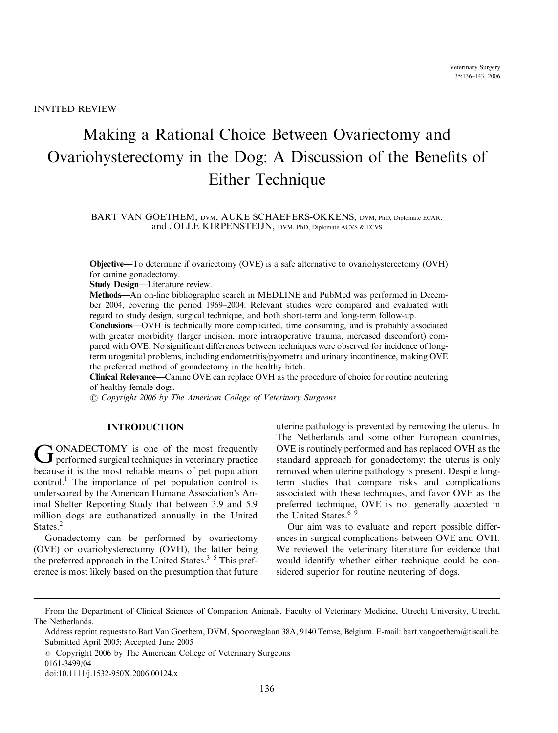INVITED REVIEW

# Making a Rational Choice Between Ovariectomy and Ovariohysterectomy in the Dog: A Discussion of the Benefits of Either Technique

BART VAN GOETHEM, DVM, AUKE SCHAEFERS-OKKENS, DVM, PhD, Diplomate ECAR, and JOLLE KIRPENSTEIJN, DVM, PhD, Diplomate ACVS & ECVS

**Objective**—To determine if ovariectomy (OVE) is a safe alternative to ovariohysterectomy (OVH) for canine gonadectomy.

**Study Design**—Literature review.

**Methods**—An on-line bibliographic search in MEDLINE and PubMed was performed in December 2004, covering the period 1969–2004. Relevant studies were compared and evaluated with regard to study design, surgical technique, and both short-term and long-term follow-up.

**Conclusions**—OVH is technically more complicated, time consuming, and is probably associated with greater morbidity (larger incision, more intraoperative trauma, increased discomfort) compared with OVE. No significant differences between techniques were observed for incidence of long-term urogenital problems, including endometritis/pyometra and urinary incontinence, making OVE the preferred method of gonadectomy in the healthy bitch.

**Clinical Relevance**—Canine OVE can replace OVH as the procedure of choice for routine neutering of healthy female dogs.

*© Copyright 2006 by The American College of Veterinary Surgeons*

## INTRODUCTION

GONADECTOMY is one of the most frequently performed surgical techniques in veterinary practice because it is the most reliable means of pet population control.[1] The importance of pet population control is underscored by the American Humane Association's Animal Shelter Reporting Study that between 3.9 and 5.9 million dogs are euthanized annually in the United States.[2]

Gonadectomy can be performed by ovariectomy (OVE) or ovariohysterectomy (OVH), the latter being the preferred approach in the United States.[3–5] This preference is most likely based on the presumption that future uterine pathology is prevented by removing the uterus. In The Netherlands and some other European countries, OVE is routinely performed and has replaced OVH as the standard approach for gonadectomy; the uterus is only removed when uterine pathology is present. Despite long-term studies that compare risks and complications associated with these techniques, and favor OVE as the preferred technique, OVE is not generally accepted in the United States.[6–9]

Our aim was to evaluate and report possible differences in surgical complications between OVE and OVH. We reviewed the veterinary literature for evidence that would identify whether either technique could be considered superior for routine neutering of dogs.

From the Department of Clinical Sciences of Companion Animals, Faculty of Veterinary Medicine, Utrecht University, Utrecht, The Netherlands.

Address reprint requests to Bart Van Goethem, DVM, Spoorweglaan 38A, 9140 Temse, Belgium. E-mail: bart.vangoethem@tiscali.be.

Submitted April 2005; Accepted June 2005

© Copyright 2006 by The American College of Veterinary Surgeons

0161-3499/04

doi:10.1111/j.1532-950X.2006.00124.x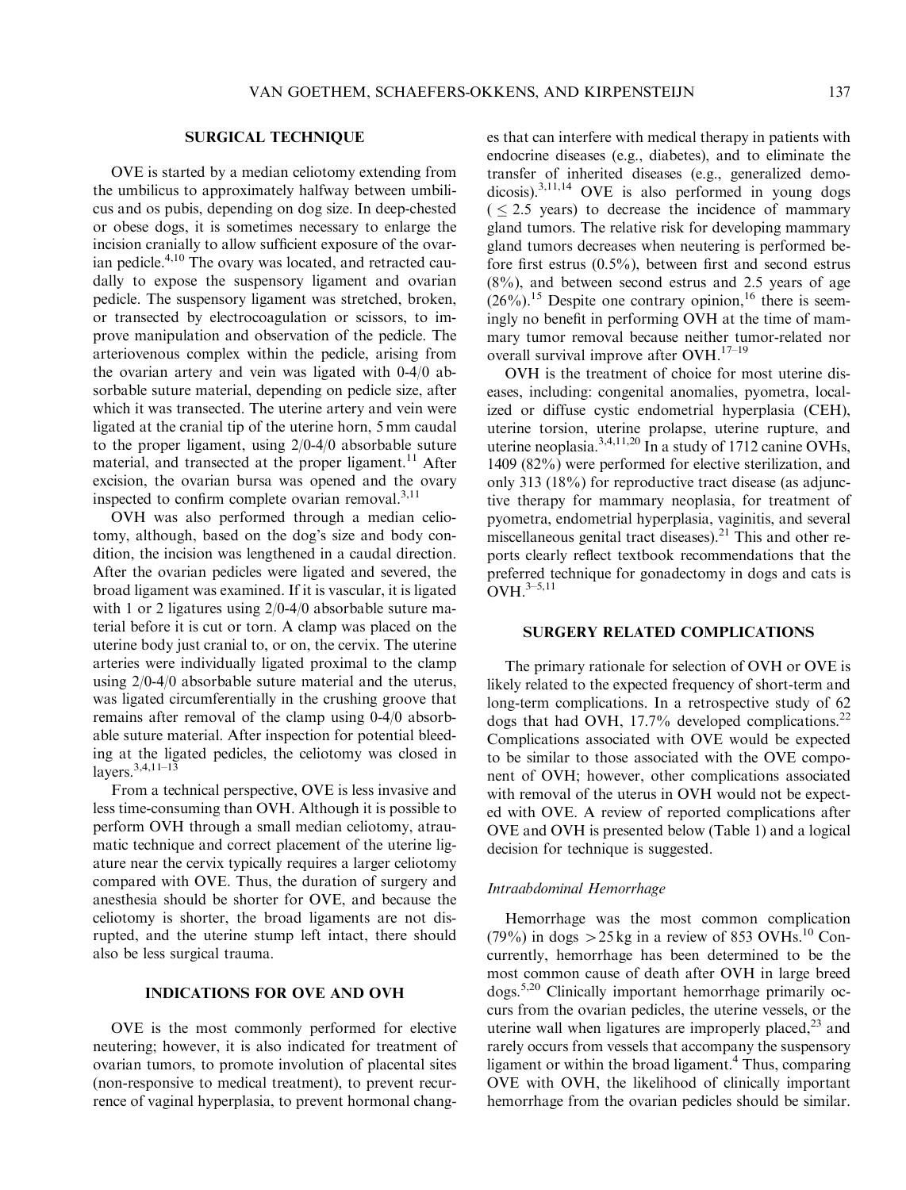## SURGICAL TECHNIQUE

OVE is started by a median celiotomy extending from the umbilicus to approximately halfway between umbilicus and os pubis, depending on dog size. In deep-chested or obese dogs, it is sometimes necessary to enlarge the incision cranially to allow sufficient exposure of the ovarian pedicle.[4,10] The ovary was located, and retracted caudally to expose the suspensory ligament and ovarian pedicle. The suspensory ligament was stretched, broken, or transected by electrocoagulation or scissors, to improve manipulation and observation of the pedicle. The arteriovenous complex within the pedicle, arising from the ovarian artery and vein was ligated with 0-4/0 absorbable suture material, depending on pedicle size, after which it was transected. The uterine artery and vein were ligated at the cranial tip of the uterine horn, 5 mm caudal to the proper ligament, using 2/0-4/0 absorbable suture material, and transected at the proper ligament.[11] After excision, the ovarian bursa was opened and the ovary inspected to confirm complete ovarian removal.[3,11]

OVH was also performed through a median celiotomy, although, based on the dog's size and body condition, the incision was lengthened in a caudal direction. After the ovarian pedicles were ligated and severed, the broad ligament was examined. If it is vascular, it is ligated with 1 or 2 ligatures using 2/0-4/0 absorbable suture material before it is cut or torn. A clamp was placed on the uterine body just cranial to, or on, the cervix. The uterine arteries were individually ligated proximal to the clamp using 2/0-4/0 absorbable suture material and the uterus, was ligated circumferentially in the crushing groove that remains after removal of the clamp using 0-4/0 absorbable suture material. After inspection for potential bleeding at the ligated pedicles, the celiotomy was closed in layers.[3,4,11–13]

From a technical perspective, OVE is less invasive and less time-consuming than OVH. Although it is possible to perform OVH through a small median celiotomy, atraumatic technique and correct placement of the uterine ligature near the cervix typically requires a larger celiotomy compared with OVE. Thus, the duration of surgery and anesthesia should be shorter for OVE, and because the celiotomy is shorter, the broad ligaments are not disrupted, and the uterine stump left intact, there should also be less surgical trauma.

## INDICATIONS FOR OVE AND OVH

OVE is the most commonly performed for elective neutering; however, it is also indicated for treatment of ovarian tumors, to promote involution of placental sites (non-responsive to medical treatment), to prevent recurrence of vaginal hyperplasia, to prevent hormonal changes that can interfere with medical therapy in patients with endocrine diseases (e.g., diabetes), and to eliminate the transfer of inherited diseases (e.g., generalized demodicosis).[3,11,14] OVE is also performed in young dogs ($\leq 2.5$ years) to decrease the incidence of mammary gland tumors. The relative risk for developing mammary gland tumors decreases when neutering is performed before first estrus (0.5%), between first and second estrus (8%), and between second estrus and 2.5 years of age (26%).[15] Despite one contrary opinion,[16] there is seemingly no benefit in performing OVH at the time of mammary tumor removal because neither tumor-related nor overall survival improve after OVH.[17–19]

OVH is the treatment of choice for most uterine diseases, including: congenital anomalies, pyometra, localized or diffuse cystic endometrial hyperplasia (CEH), uterine torsion, uterine prolapse, uterine rupture, and uterine neoplasia.[3,4,11,20] In a study of 1712 canine OVHs, 1409 (82%) were performed for elective sterilization, and only 313 (18%) for reproductive tract disease (as adjunctive therapy for mammary neoplasia, for treatment of pyometra, endometrial hyperplasia, vaginitis, and several miscellaneous genital tract diseases).[21] This and other reports clearly reflect textbook recommendations that the preferred technique for gonadectomy in dogs and cats is OVH.[3–5,11]

## SURGERY RELATED COMPLICATIONS

The primary rationale for selection of OVH or OVE is likely related to the expected frequency of short-term and long-term complications. In a retrospective study of 62 dogs that had OVH, 17.7% developed complications.[22] Complications associated with OVE would be expected to be similar to those associated with the OVE component of OVH; however, other complications associated with removal of the uterus in OVH would not be expected with OVE. A review of reported complications after OVE and OVH is presented below (Table 1) and a logical decision for technique is suggested.

### *Intraabdominal Hemorrhage*

Hemorrhage was the most common complication (79%) in dogs $> 25$ kg in a review of 853 OVHs.[10] Concurrently, hemorrhage has been determined to be the most common cause of death after OVH in large breed dogs.[5,20] Clinically important hemorrhage primarily occurs from the ovarian pedicles, the uterine vessels, or the uterine wall when ligatures are improperly placed,[23] and rarely occurs from vessels that accompany the suspensory ligament or within the broad ligament.[4] Thus, comparing OVE with OVH, the likelihood of clinically important hemorrhage from the ovarian pedicles should be similar.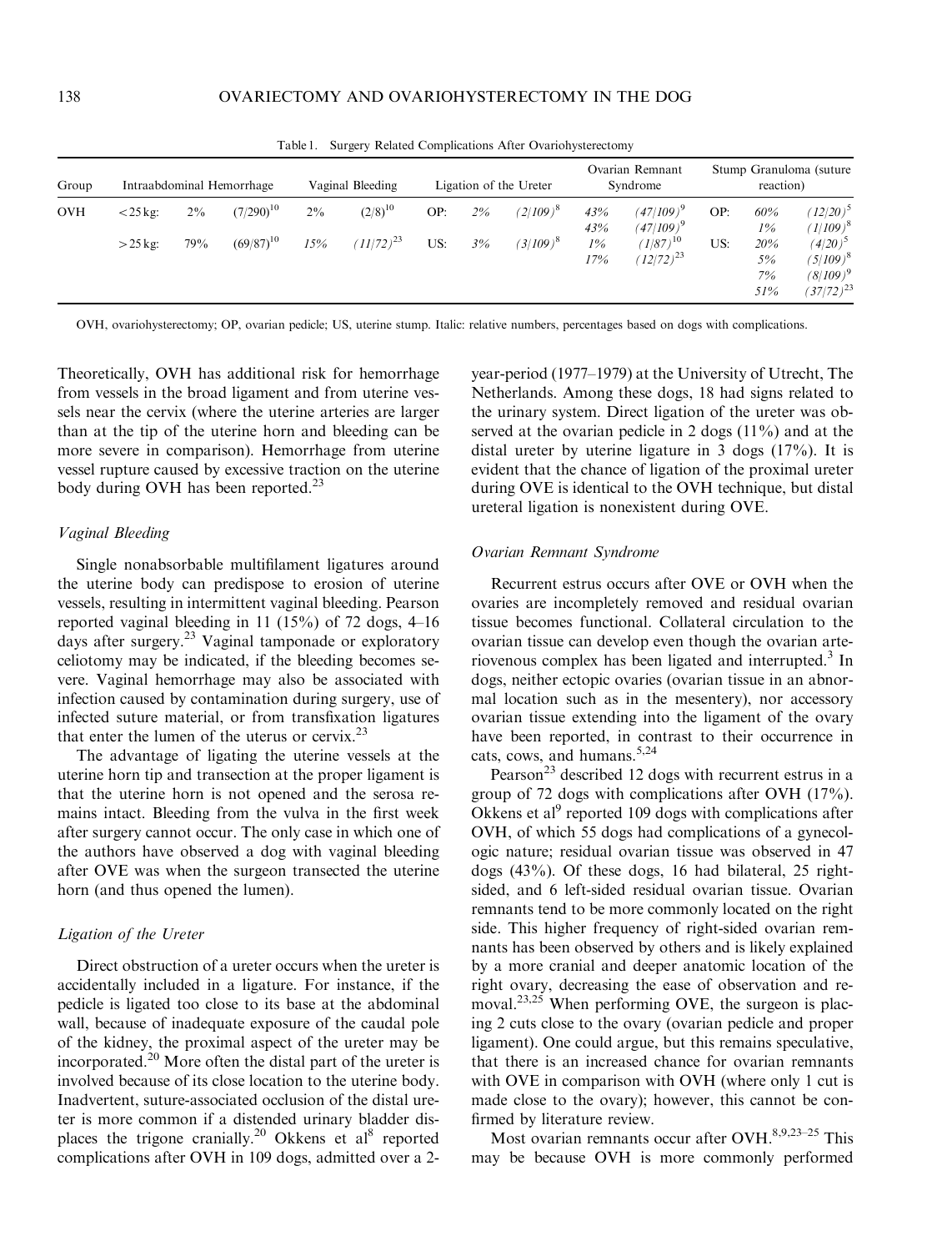Table 1. Surgery Related Complications After Ovariohysterectomy

| Group | Intraabdominal Hemorrhage | | | Vaginal Bleeding | | Ligation of the Ureter | | | Ovarian Remnant Syndrome | | Stump Granuloma (suture reaction) | | |
|---|---|---|---|---|---|---|---|---|---|---|---|---|---|
| OVH | <25 kg: | 2% | (7/290)[10] | 2% | (2/8)[10] | OP: | *2%* | *(2/109)*[8] | *43%* | *(47/109)*[9] | OP: | *60%* | *(12/20)*[5] |
| | | | | | | | | | *43%* | *(47/109)*[9] | | *1%* | *(1/109)*[8] |
| | >25 kg: | 79% | (69/87)[10] | *15%* | *(11/72)*[23] | US: | *3%* | *(3/109)*[8] | *1%* | *(1/87)*[10] | US: | *20%* | *(4/20)*[5] |
| | | | | | | | | | *17%* | *(12/72)*[23] | | *5%* | *(5/109)*[8] |
| | | | | | | | | | | | | *7%* | *(8/109)*[9] |
| | | | | | | | | | | | | *51%* | *(37/72)*[23] |

OVH, ovariohysterectomy; OP, ovarian pedicle; US, uterine stump. Italic: relative numbers, percentages based on dogs with complications.

Theoretically, OVH has additional risk for hemorrhage from vessels in the broad ligament and from uterine vessels near the cervix (where the uterine arteries are larger than at the tip of the uterine horn and bleeding can be more severe in comparison). Hemorrhage from uterine vessel rupture caused by excessive traction on the uterine body during OVH has been reported.[23]

### *Vaginal Bleeding*

Single nonabsorbable multifilament ligatures around the uterine body can predispose to erosion of uterine vessels, resulting in intermittent vaginal bleeding. Pearson reported vaginal bleeding in 11 (15%) of 72 dogs, 4–16 days after surgery.[23] Vaginal tamponade or exploratory celiotomy may be indicated, if the bleeding becomes severe. Vaginal hemorrhage may also be associated with infection caused by contamination during surgery, use of infected suture material, or from transfixation ligatures that enter the lumen of the uterus or cervix.[23]

The advantage of ligating the uterine vessels at the uterine horn tip and transection at the proper ligament is that the uterine horn is not opened and the serosa remains intact. Bleeding from the vulva in the first week after surgery cannot occur. The only case in which one of the authors have observed a dog with vaginal bleeding after OVE was when the surgeon transected the uterine horn (and thus opened the lumen).

### *Ligation of the Ureter*

Direct obstruction of a ureter occurs when the ureter is accidentally included in a ligature. For instance, if the pedicle is ligated too close to its base at the abdominal wall, because of inadequate exposure of the caudal pole of the kidney, the proximal aspect of the ureter may be incorporated.[20] More often the distal part of the ureter is involved because of its close location to the uterine body. Inadvertent, suture-associated occlusion of the distal ureter is more common if a distended urinary bladder displaces the trigone cranially.[20] Okkens et al[8] reported complications after OVH in 109 dogs, admitted over a 2-year-period (1977–1979) at the University of Utrecht, The Netherlands. Among these dogs, 18 had signs related to the urinary system. Direct ligation of the ureter was observed at the ovarian pedicle in 2 dogs (11%) and at the distal ureter by uterine ligature in 3 dogs (17%). It is evident that the chance of ligation of the proximal ureter during OVE is identical to the OVH technique, but distal ureteral ligation is nonexistent during OVE.

### *Ovarian Remnant Syndrome*

Recurrent estrus occurs after OVE or OVH when the ovaries are incompletely removed and residual ovarian tissue becomes functional. Collateral circulation to the ovarian tissue can develop even though the ovarian arteriovenous complex has been ligated and interrupted.[3] In dogs, neither ectopic ovaries (ovarian tissue in an abnormal location such as in the mesentery), nor accessory ovarian tissue extending into the ligament of the ovary have been reported, in contrast to their occurrence in cats, cows, and humans.[5,24]

Pearson[23] described 12 dogs with recurrent estrus in a group of 72 dogs with complications after OVH (17%). Okkens et al[9] reported 109 dogs with complications after OVH, of which 55 dogs had complications of a gynecologic nature; residual ovarian tissue was observed in 47 dogs (43%). Of these dogs, 16 had bilateral, 25 right-sided, and 6 left-sided residual ovarian tissue. Ovarian remnants tend to be more commonly located on the right side. This higher frequency of right-sided ovarian remnants has been observed by others and is likely explained by a more cranial and deeper anatomic location of the right ovary, decreasing the ease of observation and removal.[23,25] When performing OVE, the surgeon is placing 2 cuts close to the ovary (ovarian pedicle and proper ligament). One could argue, but this remains speculative, that there is an increased chance for ovarian remnants with OVE in comparison with OVH (where only 1 cut is made close to the ovary); however, this cannot be confirmed by literature review.

Most ovarian remnants occur after OVH.[8,9,23–25] This may be because OVH is more commonly performed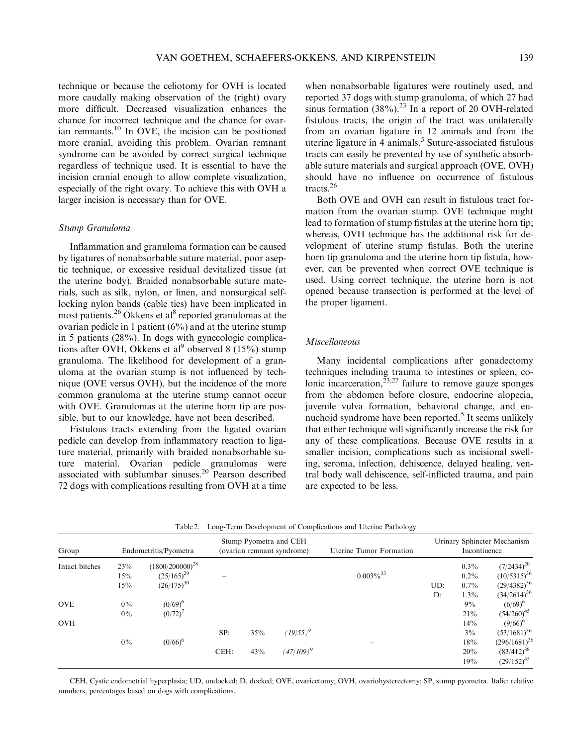technique or because the celiotomy for OVH is located more caudally making observation of the (right) ovary more difficult. Decreased visualization enhances the chance for incorrect technique and the chance for ovarian remnants.[10] In OVE, the incision can be positioned more cranial, avoiding this problem. Ovarian remnant syndrome can be avoided by correct surgical technique regardless of technique used. It is essential to have the incision cranial enough to allow complete visualization, especially of the right ovary. To achieve this with OVH a larger incision is necessary than for OVE.

### Stump Granuloma

Inflammation and granuloma formation can be caused by ligatures of nonabsorbable suture material, poor aseptic technique, or excessive residual devitalized tissue (at the uterine body). Braided nonabsorbable suture materials, such as silk, nylon, or linen, and nonsurgical self-locking nylon bands (cable ties) have been implicated in most patients.[26] Okkens et al[8] reported granulomas at the ovarian pedicle in 1 patient (6%) and at the uterine stump in 5 patients (28%). In dogs with gynecologic complications after OVH, Okkens et al[9] observed 8 (15%) stump granuloma. The likelihood for development of a granuloma at the ovarian stump is not influenced by technique (OVE versus OVH), but the incidence of the more common granuloma at the uterine stump cannot occur with OVE. Granulomas at the uterine horn tip are possible, but to our knowledge, have not been described.

Fistulous tracts extending from the ligated ovarian pedicle can develop from inflammatory reaction to ligature material, primarily with braided nonabsorbable suture material. Ovarian pedicle granulomas were associated with sublumbar sinuses.[20] Pearson described 72 dogs with complications resulting from OVH at a time when nonabsorbable ligatures were routinely used, and reported 37 dogs with stump granuloma, of which 27 had sinus formation (38%).[23] In a report of 20 OVH-related fistulous tracts, the origin of the tract was unilaterally from an ovarian ligature in 12 animals and from the uterine ligature in 4 animals.[5] Suture-associated fistulous tracts can easily be prevented by use of synthetic absorbable suture materials and surgical approach (OVE, OVH) should have no influence on occurrence of fistulous tracts.[26]

Both OVE and OVH can result in fistulous tract formation from the ovarian stump. OVE technique might lead to formation of stump fistulas at the uterine horn tip; whereas, OVH technique has the additional risk for development of uterine stump fistulas. Both the uterine horn tip granuloma and the uterine horn tip fistula, however, can be prevented when correct OVE technique is used. Using correct technique, the uterine horn is not opened because transection is performed at the level of the proper ligament.

### Miscellaneous

Many incidental complications after gonadectomy techniques including trauma to intestines or spleen, colonic incarceration,[23,27] failure to remove gauze sponges from the abdomen before closure, endocrine alopecia, juvenile vulva formation, behavioral change, and eunuchoid syndrome have been reported.[5] It seems unlikely that either technique will significantly increase the risk for any of these complications. Because OVE results in a smaller incision, complications such as incisional swelling, seroma, infection, dehiscence, delayed healing, ventral body wall dehiscence, self-inflicted trauma, and pain are expected to be less.

Table 2. Long-Term Development of Complications and Uterine Pathology

| Group | Endometritis/Pyometra | | Stump Pyometra and CEH (ovarian remnant syndrome) | | | Uterine Tumor Formation | Urinary Sphincter Mechanism Incontinence | | |
|---|---|---|---|---|---|---|---|---|---|
| Intact bitches | 23% | (1800/200000)[28] | – | | | 0.003%[33] | | 0.3% | (7/2434)[20] |
| | 15% | (25/165)[29] | | | | | | 0.2% | (10/5315)[36] |
| | 15% | (26/175)[30] | | | | | UD: | 0.7% | (29/4382)[36] |
| | | | | | | | D: | 1.3% | (34/2614)[36] |
| OVE | 0% | (0/69)[6] | | | | | | 9% | (6/69)[6] |
| | 0% | (0/72)[7] | | | | | | 21% | (54/260)[45] |
| OVH | | | | | | | | 14% | (9/66)[6] |
| | | | SP: | 35% | *(19/55)*[9] | | | 3% | (53/1681)[36] |
| | 0% | (0/66)[6] | | | | – | | 18% | (296/1681)[36] |
| | | | CEH: | 43% | *(47/109)*[9] | | | 20% | (83/412)[38] |
| | | | | | | | | 19% | (29/152)[45] |

CEH, Cystic endometrial hyperplasia; UD, undocked; D, docked; OVE, ovariectomy; OVH, ovariohysterectomy; SP, stump pyometra. Italic: relative numbers, percentages based on dogs with complications.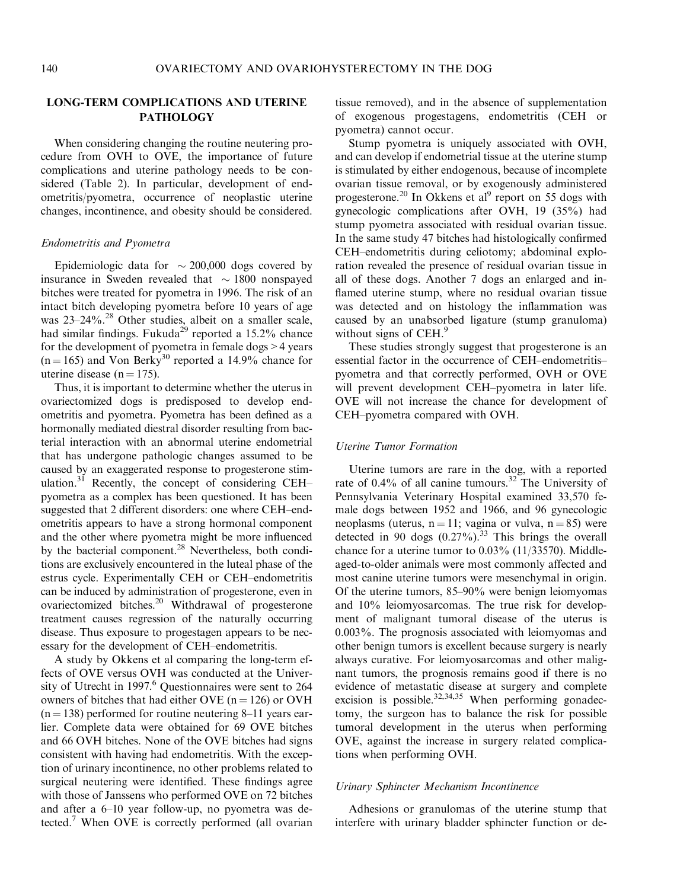## LONG-TERM COMPLICATIONS AND UTERINE PATHOLOGY

When considering changing the routine neutering procedure from OVH to OVE, the importance of future complications and uterine pathology needs to be considered (Table 2). In particular, development of endometritis/pyometra, occurrence of neoplastic uterine changes, incontinence, and obesity should be considered.

### *Endometritis and Pyometra*

Epidemiologic data for $\sim$200,000 dogs covered by insurance in Sweden revealed that $\sim$1800 nonspayed bitches were treated for pyometra in 1996. The risk of an intact bitch developing pyometra before 10 years of age was 23–24%.[28] Other studies, albeit on a smaller scale, had similar findings. Fukuda[29] reported a 15.2% chance for the development of pyometra in female dogs > 4 years (n = 165) and Von Berky[30] reported a 14.9% chance for uterine disease (n = 175).

Thus, it is important to determine whether the uterus in ovariectomized dogs is predisposed to develop endometritis and pyometra. Pyometra has been defined as a hormonally mediated diestral disorder resulting from bacterial interaction with an abnormal uterine endometrial that has undergone pathologic changes assumed to be caused by an exaggerated response to progesterone stimulation.[31] Recently, the concept of considering CEH–pyometra as a complex has been questioned. It has been suggested that 2 different disorders: one where CEH–endometritis appears to have a strong hormonal component and the other where pyometra might be more influenced by the bacterial component.[28] Nevertheless, both conditions are exclusively encountered in the luteal phase of the estrus cycle. Experimentally CEH or CEH–endometritis can be induced by administration of progesterone, even in ovariectomized bitches.[20] Withdrawal of progesterone treatment causes regression of the naturally occurring disease. Thus exposure to progestagen appears to be necessary for the development of CEH–endometritis.

A study by Okkens et al comparing the long-term effects of OVE versus OVH was conducted at the University of Utrecht in 1997.[6] Questionnaires were sent to 264 owners of bitches that had either OVE (n = 126) or OVH (n = 138) performed for routine neutering 8–11 years earlier. Complete data were obtained for 69 OVE bitches and 66 OVH bitches. None of the OVE bitches had signs consistent with having had endometritis. With the exception of urinary incontinence, no other problems related to surgical neutering were identified. These findings agree with those of Janssens who performed OVE on 72 bitches and after a 6–10 year follow-up, no pyometra was detected.[7] When OVE is correctly performed (all ovarian tissue removed), and in the absence of supplementation of exogenous progestagens, endometritis (CEH or pyometra) cannot occur.

Stump pyometra is uniquely associated with OVH, and can develop if endometrial tissue at the uterine stump is stimulated by either endogenous, because of incomplete ovarian tissue removal, or by exogenously administered progesterone.[20] In Okkens et al[9] report on 55 dogs with gynecologic complications after OVH, 19 (35%) had stump pyometra associated with residual ovarian tissue. In the same study 47 bitches had histologically confirmed CEH–endometritis during celiotomy; abdominal exploration revealed the presence of residual ovarian tissue in all of these dogs. Another 7 dogs an enlarged and inflamed uterine stump, where no residual ovarian tissue was detected and on histology the inflammation was caused by an unabsorbed ligature (stump granuloma) without signs of CEH.[9]

These studies strongly suggest that progesterone is an essential factor in the occurrence of CEH–endometritis–pyometra and that correctly performed, OVH or OVE will prevent development CEH–pyometra in later life. OVE will not increase the chance for development of CEH–pyometra compared with OVH.

### *Uterine Tumor Formation*

Uterine tumors are rare in the dog, with a reported rate of 0.4% of all canine tumours.[32] The University of Pennsylvania Veterinary Hospital examined 33,570 female dogs between 1952 and 1966, and 96 gynecologic neoplasms (uterus, n = 11; vagina or vulva, n = 85) were detected in 90 dogs (0.27%).[33] This brings the overall chance for a uterine tumor to 0.03% (11/33570). Middle-aged-to-older animals were most commonly affected and most canine uterine tumors were mesenchymal in origin. Of the uterine tumors, 85–90% were benign leiomyomas and 10% leiomyosarcomas. The true risk for development of malignant tumoral disease of the uterus is 0.003%. The prognosis associated with leiomyomas and other benign tumors is excellent because surgery is nearly always curative. For leiomyosarcomas and other malignant tumors, the prognosis remains good if there is no evidence of metastatic disease at surgery and complete excision is possible.[32,34,35] When performing gonadectomy, the surgeon has to balance the risk for possible tumoral development in the uterus when performing OVE, against the increase in surgery related complications when performing OVH.

### *Urinary Sphincter Mechanism Incontinence*

Adhesions or granulomas of the uterine stump that interfere with urinary bladder sphincter function or de-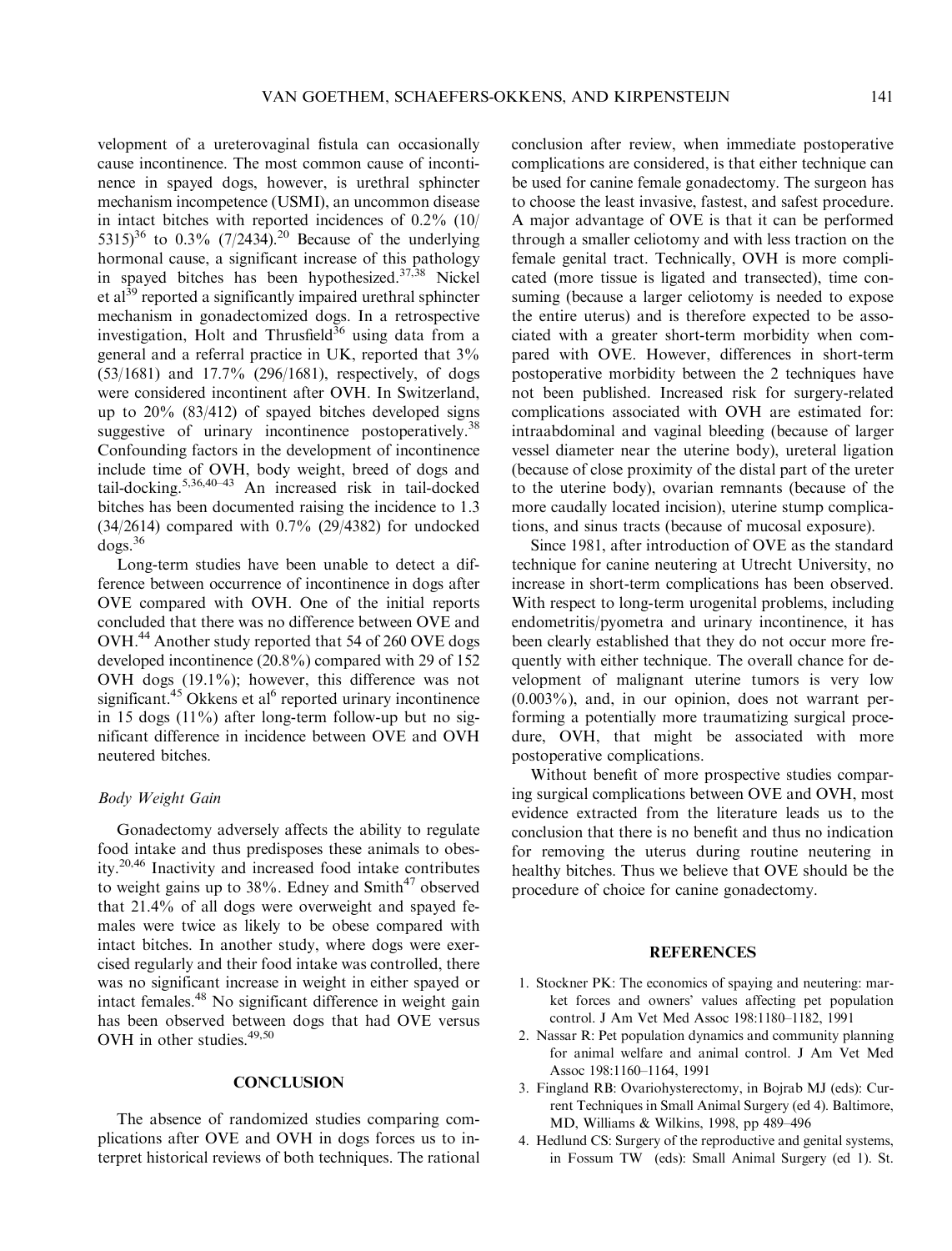velopment of a ureterovaginal fistula can occasionally cause incontinence. The most common cause of incontinence in spayed dogs, however, is urethral sphincter mechanism incompetence (USMI), an uncommon disease in intact bitches with reported incidences of 0.2% (10/5315)[36] to 0.3% (7/2434).[20] Because of the underlying hormonal cause, a significant increase of this pathology in spayed bitches has been hypothesized.[37,38] Nickel et al[39] reported a significantly impaired urethral sphincter mechanism in gonadectomized dogs. In a retrospective investigation, Holt and Thrusfield[36] using data from a general and a referral practice in UK, reported that 3% (53/1681) and 17.7% (296/1681), respectively, of dogs were considered incontinent after OVH. In Switzerland, up to 20% (83/412) of spayed bitches developed signs suggestive of urinary incontinence postoperatively.[38] Confounding factors in the development of incontinence include time of OVH, body weight, breed of dogs and tail-docking.[5,36,40–43] An increased risk in tail-docked bitches has been documented raising the incidence to 1.3 (34/2614) compared with 0.7% (29/4382) for undocked dogs.[36]

Long-term studies have been unable to detect a difference between occurrence of incontinence in dogs after OVE compared with OVH. One of the initial reports concluded that there was no difference between OVE and OVH.[44] Another study reported that 54 of 260 OVE dogs developed incontinence (20.8%) compared with 29 of 152 OVH dogs (19.1%); however, this difference was not significant.[45] Okkens et al[6] reported urinary incontinence in 15 dogs (11%) after long-term follow-up but no significant difference in incidence between OVE and OVH neutered bitches.

### *Body Weight Gain*

Gonadectomy adversely affects the ability to regulate food intake and thus predisposes these animals to obesity.[20,46] Inactivity and increased food intake contributes to weight gains up to 38%. Edney and Smith[47] observed that 21.4% of all dogs were overweight and spayed females were twice as likely to be obese compared with intact bitches. In another study, where dogs were exercised regularly and their food intake was controlled, there was no significant increase in weight in either spayed or intact females.[48] No significant difference in weight gain has been observed between dogs that had OVE versus OVH in other studies.[49,50]

## CONCLUSION

The absence of randomized studies comparing complications after OVE and OVH in dogs forces us to interpret historical reviews of both techniques. The rational conclusion after review, when immediate postoperative complications are considered, is that either technique can be used for canine female gonadectomy. The surgeon has to choose the least invasive, fastest, and safest procedure. A major advantage of OVE is that it can be performed through a smaller celiotomy and with less traction on the female genital tract. Technically, OVH is more complicated (more tissue is ligated and transected), time consuming (because a larger celiotomy is needed to expose the entire uterus) and is therefore expected to be associated with a greater short-term morbidity when compared with OVE. However, differences in short-term postoperative morbidity between the 2 techniques have not been published. Increased risk for surgery-related complications associated with OVH are estimated for: intraabdominal and vaginal bleeding (because of larger vessel diameter near the uterine body), ureteral ligation (because of close proximity of the distal part of the ureter to the uterine body), ovarian remnants (because of the more caudally located incision), uterine stump complications, and sinus tracts (because of mucosal exposure).

Since 1981, after introduction of OVE as the standard technique for canine neutering at Utrecht University, no increase in short-term complications has been observed. With respect to long-term urogenital problems, including endometritis/pyometra and urinary incontinence, it has been clearly established that they do not occur more frequently with either technique. The overall chance for development of malignant uterine tumors is very low (0.003%), and, in our opinion, does not warrant performing a potentially more traumatizing surgical procedure, OVH, that might be associated with more postoperative complications.

Without benefit of more prospective studies comparing surgical complications between OVE and OVH, most evidence extracted from the literature leads us to the conclusion that there is no benefit and thus no indication for removing the uterus during routine neutering in healthy bitches. Thus we believe that OVE should be the procedure of choice for canine gonadectomy.

## REFERENCES

1. Stockner PK: The economics of spaying and neutering: market forces and owners' values affecting pet population control. J Am Vet Med Assoc 198:1180–1182, 1991
2. Nassar R: Pet population dynamics and community planning for animal welfare and animal control. J Am Vet Med Assoc 198:1160–1164, 1991
3. Fingland RB: Ovariohysterectomy, in Bojrab MJ (eds): Current Techniques in Small Animal Surgery (ed 4). Baltimore, MD, Williams & Wilkins, 1998, pp 489–496
4. Hedlund CS: Surgery of the reproductive and genital systems, in Fossum TW (eds): Small Animal Surgery (ed 1). St.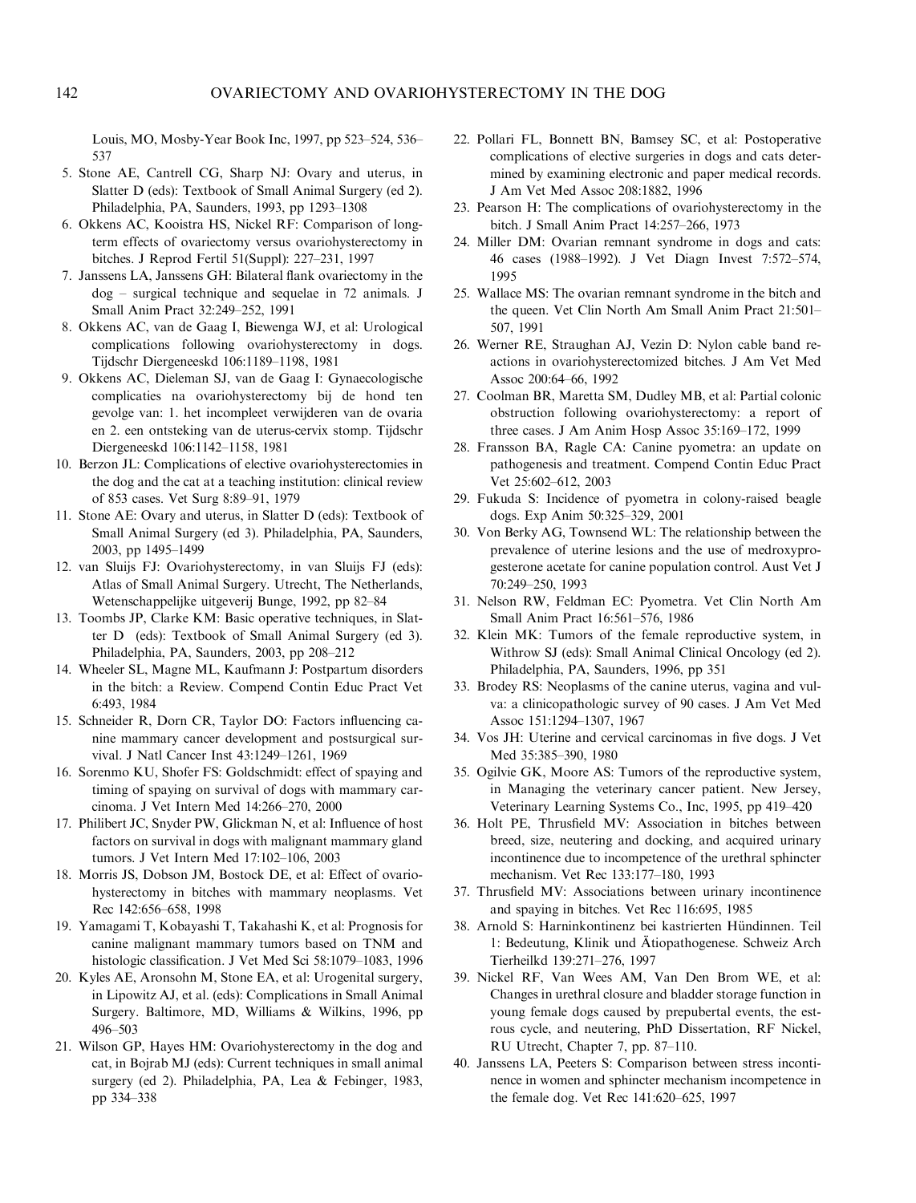Louis, MO, Mosby-Year Book Inc, 1997, pp 523–524, 536–537

5. Stone AE, Cantrell CG, Sharp NJ: Ovary and uterus, in Slatter D (eds): Textbook of Small Animal Surgery (ed 2). Philadelphia, PA, Saunders, 1993, pp 1293–1308
6. Okkens AC, Kooistra HS, Nickel RF: Comparison of long-term effects of ovariectomy versus ovariohysterectomy in bitches. J Reprod Fertil 51(Suppl): 227–231, 1997
7. Janssens LA, Janssens GH: Bilateral flank ovariectomy in the dog – surgical technique and sequelae in 72 animals. J Small Anim Pract 32:249–252, 1991
8. Okkens AC, van de Gaag I, Biewenga WJ, et al: Urological complications following ovariohysterectomy in dogs. Tijdschr Diergeneeskd 106:1189–1198, 1981
9. Okkens AC, Dieleman SJ, van de Gaag I: Gynaecologische complicaties na ovariohysterectomy bij de hond ten gevolge van: 1. het incompleet verwijderen van de ovaria en 2. een ontsteking van de uterus-cervix stomp. Tijdschr Diergeneeskd 106:1142–1158, 1981
10. Berzon JL: Complications of elective ovariohysterectomies in the dog and the cat at a teaching institution: clinical review of 853 cases. Vet Surg 8:89–91, 1979
11. Stone AE: Ovary and uterus, in Slatter D (eds): Textbook of Small Animal Surgery (ed 3). Philadelphia, PA, Saunders, 2003, pp 1495–1499
12. van Sluijs FJ: Ovariohysterectomy, in van Sluijs FJ (eds): Atlas of Small Animal Surgery. Utrecht, The Netherlands, Wetenschappelijke uitgeverij Bunge, 1992, pp 82–84
13. Toombs JP, Clarke KM: Basic operative techniques, in Slatter D (eds): Textbook of Small Animal Surgery (ed 3). Philadelphia, PA, Saunders, 2003, pp 208–212
14. Wheeler SL, Magne ML, Kaufmann J: Postpartum disorders in the bitch: a Review. Compend Contin Educ Pract Vet 6:493, 1984
15. Schneider R, Dorn CR, Taylor DO: Factors influencing canine mammary cancer development and postsurgical survival. J Natl Cancer Inst 43:1249–1261, 1969
16. Sorenmo KU, Shofer FS: Goldschmidt: effect of spaying and timing of spaying on survival of dogs with mammary carcinoma. J Vet Intern Med 14:266–270, 2000
17. Philibert JC, Snyder PW, Glickman N, et al: Influence of host factors on survival in dogs with malignant mammary gland tumors. J Vet Intern Med 17:102–106, 2003
18. Morris JS, Dobson JM, Bostock DE, et al: Effect of ovariohysterectomy in bitches with mammary neoplasms. Vet Rec 142:656–658, 1998
19. Yamagami T, Kobayashi T, Takahashi K, et al: Prognosis for canine malignant mammary tumors based on TNM and histologic classification. J Vet Med Sci 58:1079–1083, 1996
20. Kyles AE, Aronsohn M, Stone EA, et al: Urogenital surgery, in Lipowitz AJ, et al. (eds): Complications in Small Animal Surgery. Baltimore, MD, Williams & Wilkins, 1996, pp 496–503
21. Wilson GP, Hayes HM: Ovariohysterectomy in the dog and cat, in Bojrab MJ (eds): Current techniques in small animal surgery (ed 2). Philadelphia, PA, Lea & Febinger, 1983, pp 334–338
22. Pollari FL, Bonnett BN, Bamsey SC, et al: Postoperative complications of elective surgeries in dogs and cats determined by examining electronic and paper medical records. J Am Vet Med Assoc 208:1882, 1996
23. Pearson H: The complications of ovariohysterectomy in the bitch. J Small Anim Pract 14:257–266, 1973
24. Miller DM: Ovarian remnant syndrome in dogs and cats: 46 cases (1988–1992). J Vet Diagn Invest 7:572–574, 1995
25. Wallace MS: The ovarian remnant syndrome in the bitch and the queen. Vet Clin North Am Small Anim Pract 21:501–507, 1991
26. Werner RE, Straughan AJ, Vezin D: Nylon cable band reactions in ovariohysterectomized bitches. J Am Vet Med Assoc 200:64–66, 1992
27. Coolman BR, Maretta SM, Dudley MB, et al: Partial colonic obstruction following ovariohysterectomy: a report of three cases. J Am Anim Hosp Assoc 35:169–172, 1999
28. Fransson BA, Ragle CA: Canine pyometra: an update on pathogenesis and treatment. Compend Contin Educ Pract Vet 25:602–612, 2003
29. Fukuda S: Incidence of pyometra in colony-raised beagle dogs. Exp Anim 50:325–329, 2001
30. Von Berky AG, Townsend WL: The relationship between the prevalence of uterine lesions and the use of medroxyprogesterone acetate for canine population control. Aust Vet J 70:249–250, 1993
31. Nelson RW, Feldman EC: Pyometra. Vet Clin North Am Small Anim Pract 16:561–576, 1986
32. Klein MK: Tumors of the female reproductive system, in Withrow SJ (eds): Small Animal Clinical Oncology (ed 2). Philadelphia, PA, Saunders, 1996, pp 351
33. Brodey RS: Neoplasms of the canine uterus, vagina and vulva: a clinicopathologic survey of 90 cases. J Am Vet Med Assoc 151:1294–1307, 1967
34. Vos JH: Uterine and cervical carcinomas in five dogs. J Vet Med 35:385–390, 1980
35. Ogilvie GK, Moore AS: Tumors of the reproductive system, in Managing the veterinary cancer patient. New Jersey, Veterinary Learning Systems Co., Inc, 1995, pp 419–420
36. Holt PE, Thrusfield MV: Association in bitches between breed, size, neutering and docking, and acquired urinary incontinence due to incompetence of the urethral sphincter mechanism. Vet Rec 133:177–180, 1993
37. Thrusfield MV: Associations between urinary incontinence and spaying in bitches. Vet Rec 116:695, 1985
38. Arnold S: Harninkontinenz bei kastrierten Hündinnen. Teil 1: Bedeutung, Klinik und Ätiopathogenese. Schweiz Arch Tierheilkd 139:271–276, 1997
39. Nickel RF, Van Wees AM, Van Den Brom WE, et al: Changes in urethral closure and bladder storage function in young female dogs caused by prepubertal events, the estrous cycle, and neutering, PhD Dissertation, RF Nickel, RU Utrecht, Chapter 7, pp. 87–110.
40. Janssens LA, Peeters S: Comparison between stress incontinence in women and sphincter mechanism incompetence in the female dog. Vet Rec 141:620–625, 1997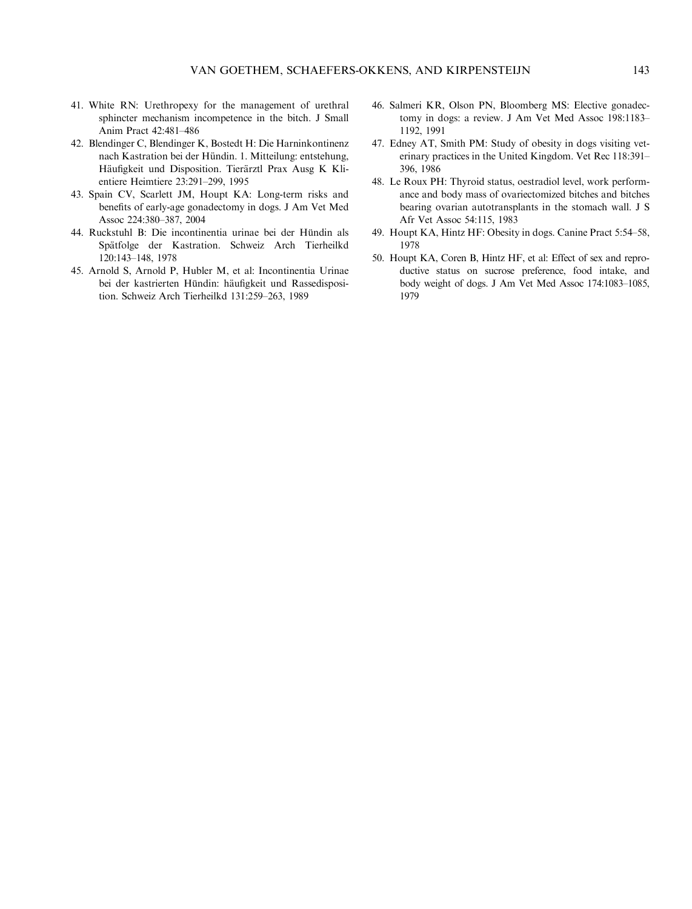41. White RN: Urethropexy for the management of urethral sphincter mechanism incompetence in the bitch. J Small Anim Pract 42:481–486
42. Blendinger C, Blendinger K, Bostedt H: Die Harninkontinenz nach Kastration bei der Hündin. 1. Mitteilung: entstehung, Häufigkeit und Disposition. Tierärztl Prax Ausg K Klientiere Heimtiere 23:291–299, 1995
43. Spain CV, Scarlett JM, Houpt KA: Long-term risks and benefits of early-age gonadectomy in dogs. J Am Vet Med Assoc 224:380–387, 2004
44. Ruckstuhl B: Die incontinentia urinae bei der Hündin als Spätfolge der Kastration. Schweiz Arch Tierheilkd 120:143–148, 1978
45. Arnold S, Arnold P, Hubler M, et al: Incontinentia Urinae bei der kastrierten Hündin: häufigkeit und Rassedisposition. Schweiz Arch Tierheilkd 131:259–263, 1989
46. Salmeri KR, Olson PN, Bloomberg MS: Elective gonadectomy in dogs: a review. J Am Vet Med Assoc 198:1183–1192, 1991
47. Edney AT, Smith PM: Study of obesity in dogs visiting veterinary practices in the United Kingdom. Vet Rec 118:391–396, 1986
48. Le Roux PH: Thyroid status, oestradiol level, work performance and body mass of ovariectomized bitches and bitches bearing ovarian autotransplants in the stomach wall. J S Afr Vet Assoc 54:115, 1983
49. Houpt KA, Hintz HF: Obesity in dogs. Canine Pract 5:54–58, 1978
50. Houpt KA, Coren B, Hintz HF, et al: Effect of sex and reproductive status on sucrose preference, food intake, and body weight of dogs. J Am Vet Med Assoc 174:1083–1085, 1979